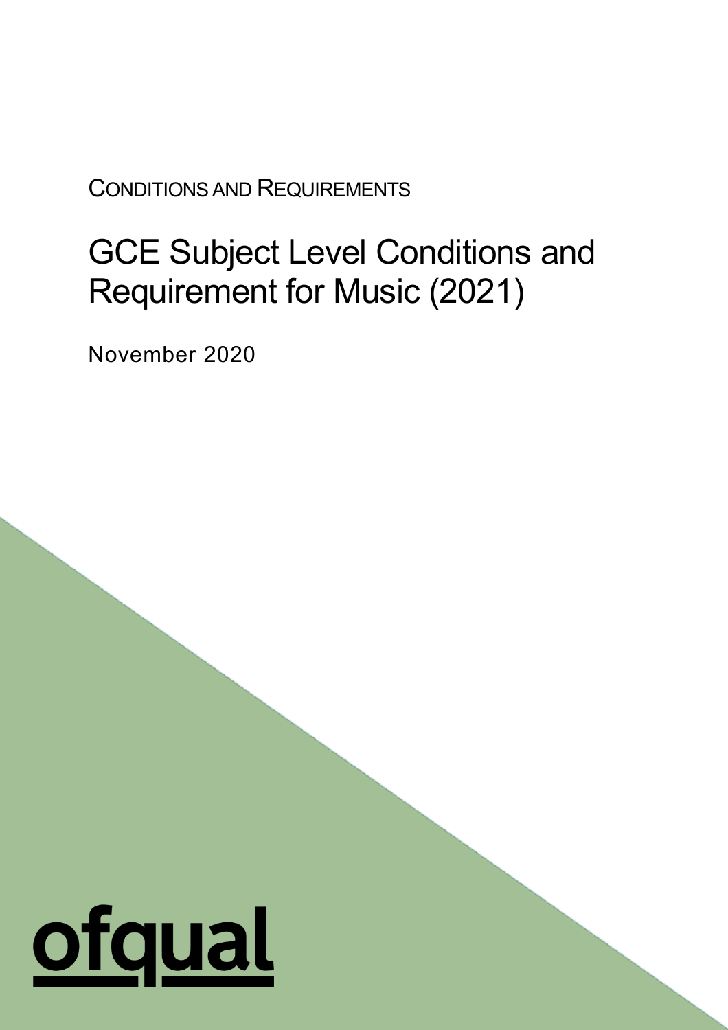CONDITIONS AND REQUIREMENTS

# GCE Subject Level Conditions and Requirement for Music (2021)

November 2020

ofqual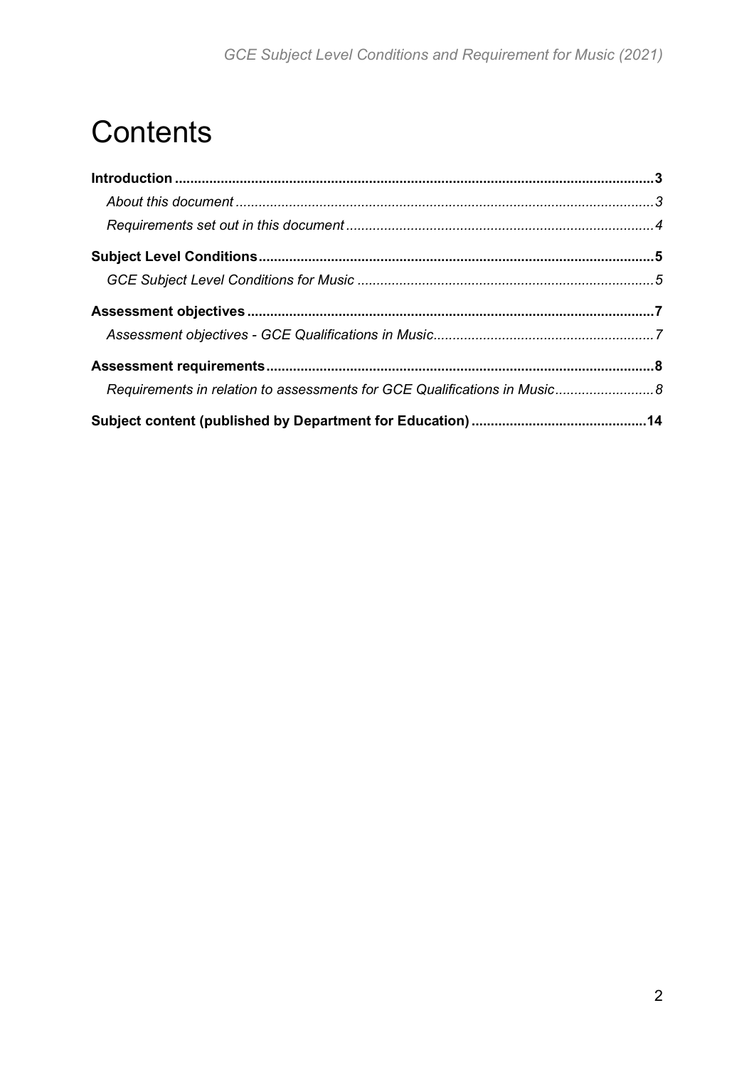# Contents

**Introduction** ............................................................ **3**

*About this document* ............................................................ *3*

*Requirements set out in this document* ............................................................ *4*

**Subject Level Conditions** ............................................................ **5**

*GCE Subject Level Conditions for Music* ............................................................ *5*

**Assessment objectives** ............................................................ **7**

*Assessment objectives - GCE Qualifications in Music* ............................................................ *7*

**Assessment requirements** ............................................................ **8**

*Requirements in relation to assessments for GCE Qualifications in Music* ............................................................ *8*

**Subject content (published by Department for Education)** ............................................................ **14**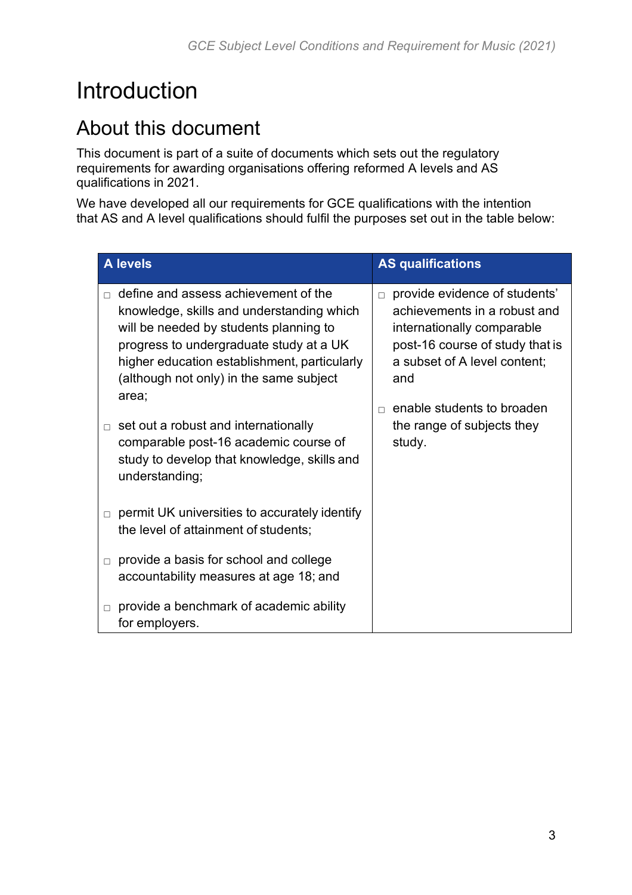# Introduction

## About this document

This document is part of a suite of documents which sets out the regulatory requirements for awarding organisations offering reformed A levels and AS qualifications in 2021.

We have developed all our requirements for GCE qualifications with the intention that AS and A level qualifications should fulfil the purposes set out in the table below:

| A levels | AS qualifications |
| --- | --- |
| □ define and assess achievement of the knowledge, skills and understanding which will be needed by students planning to progress to undergraduate study at a UK higher education establishment, particularly (although not only) in the same subject area;<br><br>□ set out a robust and internationally comparable post-16 academic course of study to develop that knowledge, skills and understanding;<br><br>□ permit UK universities to accurately identify the level of attainment of students;<br><br>□ provide a basis for school and college accountability measures at age 18; and<br><br>□ provide a benchmark of academic ability for employers. | □ provide evidence of students' achievements in a robust and internationally comparable post-16 course of study that is a subset of A level content; and<br><br>□ enable students to broaden the range of subjects they study. |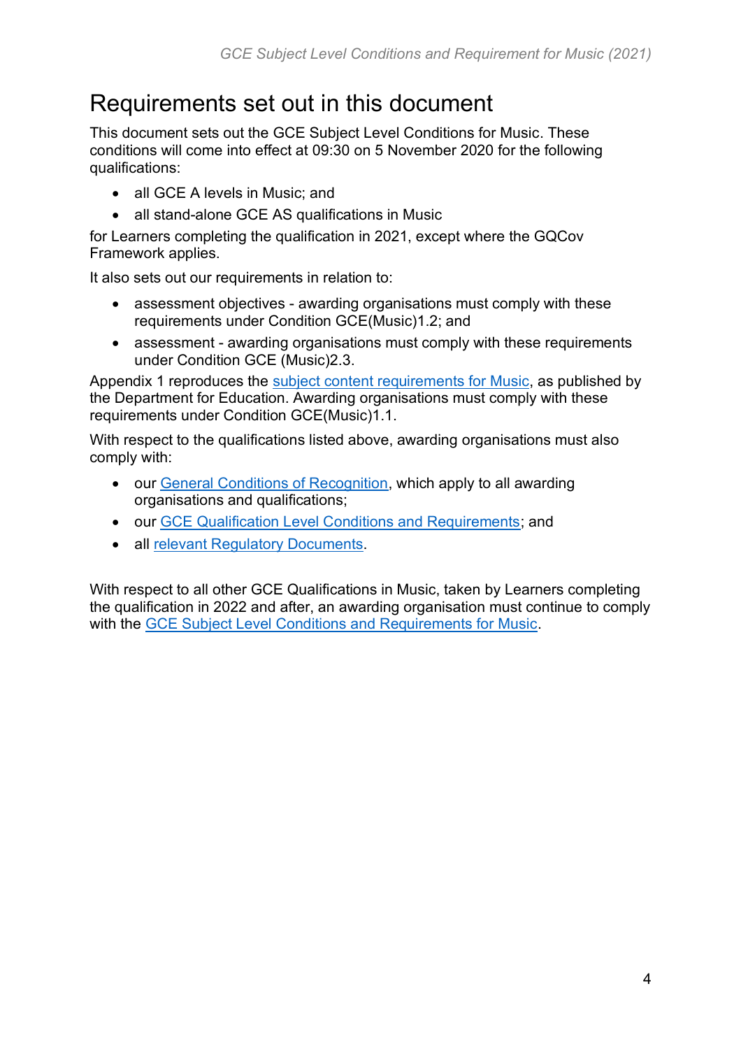# Requirements set out in this document

This document sets out the GCE Subject Level Conditions for Music. These conditions will come into effect at 09:30 on 5 November 2020 for the following qualifications:

- all GCE A levels in Music; and
- all stand-alone GCE AS qualifications in Music

for Learners completing the qualification in 2021, except where the GQCov Framework applies.

It also sets out our requirements in relation to:

- assessment objectives - awarding organisations must comply with these requirements under Condition GCE(Music)1.2; and
- assessment - awarding organisations must comply with these requirements under Condition GCE (Music)2.3.

Appendix 1 reproduces the subject content requirements for Music, as published by the Department for Education. Awarding organisations must comply with these requirements under Condition GCE(Music)1.1.

With respect to the qualifications listed above, awarding organisations must also comply with:

- our General Conditions of Recognition, which apply to all awarding organisations and qualifications;
- our GCE Qualification Level Conditions and Requirements; and
- all relevant Regulatory Documents.

With respect to all other GCE Qualifications in Music, taken by Learners completing the qualification in 2022 and after, an awarding organisation must continue to comply with the GCE Subject Level Conditions and Requirements for Music.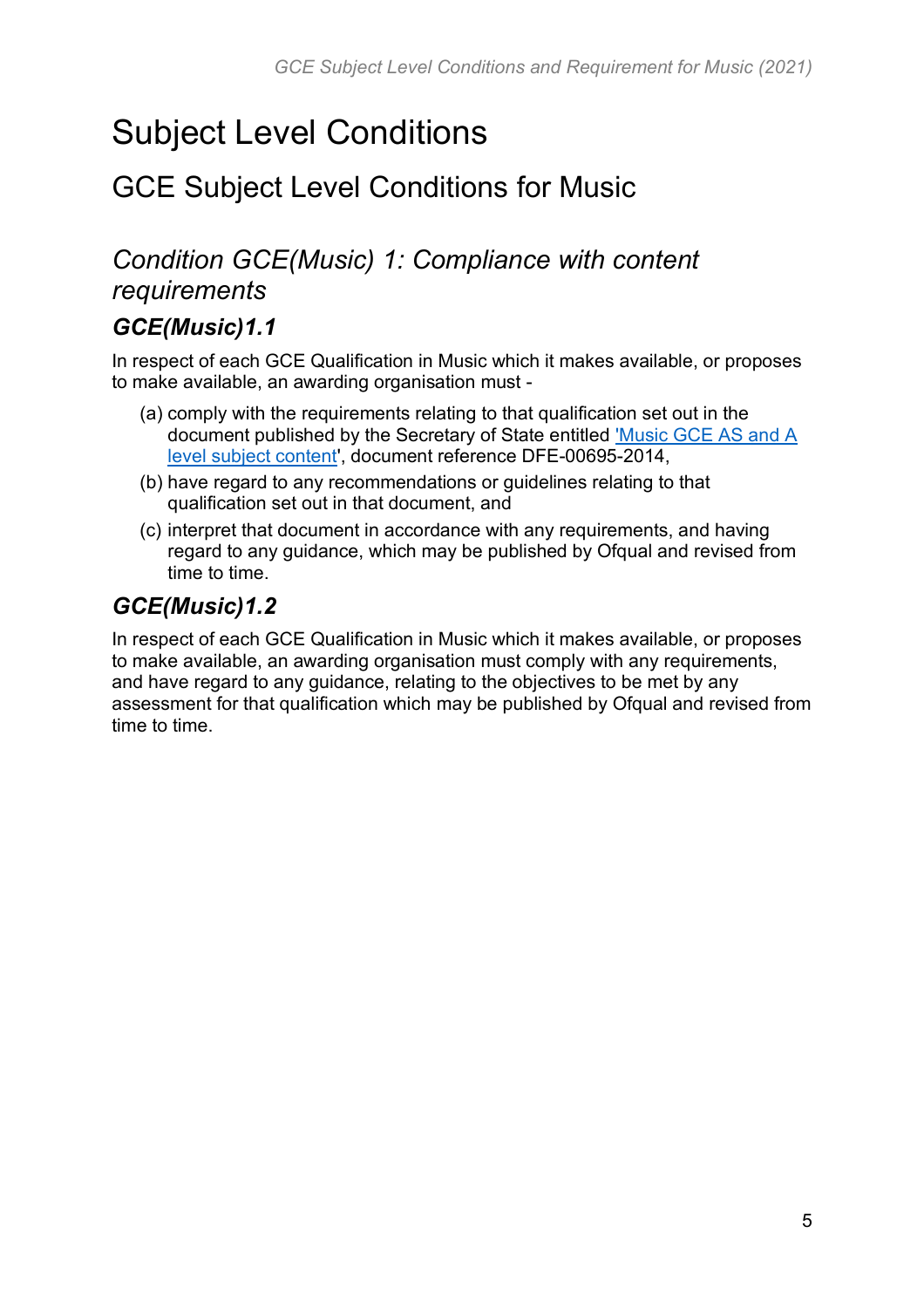# Subject Level Conditions

## GCE Subject Level Conditions for Music

### *Condition GCE(Music) 1: Compliance with content requirements*

#### ***GCE(Music)1.1***

In respect of each GCE Qualification in Music which it makes available, or proposes to make available, an awarding organisation must -

(a) comply with the requirements relating to that qualification set out in the document published by the Secretary of State entitled 'Music GCE AS and A level subject content', document reference DFE-00695-2014,

(b) have regard to any recommendations or guidelines relating to that qualification set out in that document, and

(c) interpret that document in accordance with any requirements, and having regard to any guidance, which may be published by Ofqual and revised from time to time.

#### ***GCE(Music)1.2***

In respect of each GCE Qualification in Music which it makes available, or proposes to make available, an awarding organisation must comply with any requirements, and have regard to any guidance, relating to the objectives to be met by any assessment for that qualification which may be published by Ofqual and revised from time to time.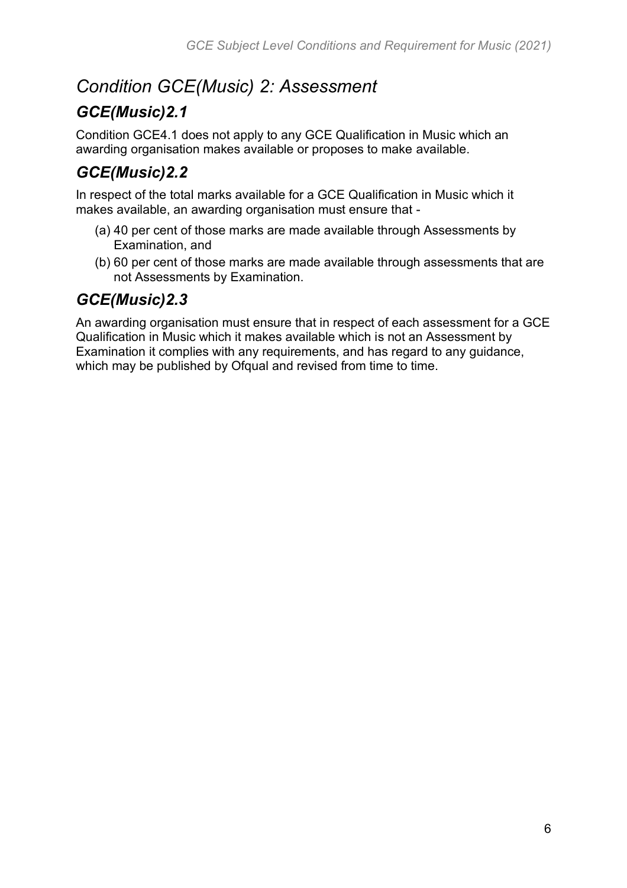# *Condition GCE(Music) 2: Assessment*

## *GCE(Music)2.1*

Condition GCE4.1 does not apply to any GCE Qualification in Music which an awarding organisation makes available or proposes to make available.

## *GCE(Music)2.2*

In respect of the total marks available for a GCE Qualification in Music which it makes available, an awarding organisation must ensure that -

(a) 40 per cent of those marks are made available through Assessments by Examination, and

(b) 60 per cent of those marks are made available through assessments that are not Assessments by Examination.

## *GCE(Music)2.3*

An awarding organisation must ensure that in respect of each assessment for a GCE Qualification in Music which it makes available which is not an Assessment by Examination it complies with any requirements, and has regard to any guidance, which may be published by Ofqual and revised from time to time.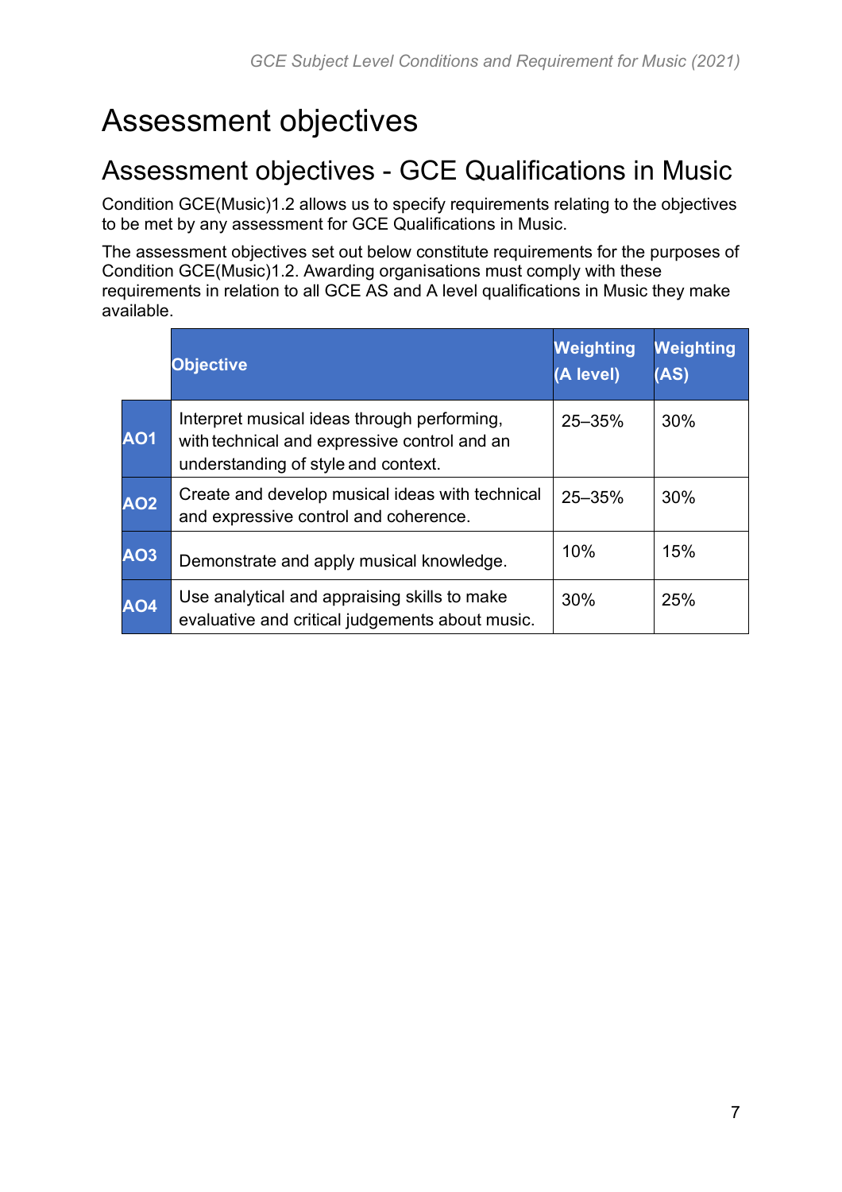# Assessment objectives

## Assessment objectives - GCE Qualifications in Music

Condition GCE(Music)1.2 allows us to specify requirements relating to the objectives to be met by any assessment for GCE Qualifications in Music.

The assessment objectives set out below constitute requirements for the purposes of Condition GCE(Music)1.2. Awarding organisations must comply with these requirements in relation to all GCE AS and A level qualifications in Music they make available.

| | Objective | Weighting (A level) | Weighting (AS) |
|---|---|---|---|
| **AO1** | Interpret musical ideas through performing, with technical and expressive control and an understanding of style and context. | 25–35% | 30% |
| **AO2** | Create and develop musical ideas with technical and expressive control and coherence. | 25–35% | 30% |
| **AO3** | Demonstrate and apply musical knowledge. | 10% | 15% |
| **AO4** | Use analytical and appraising skills to make evaluative and critical judgements about music. | 30% | 25% |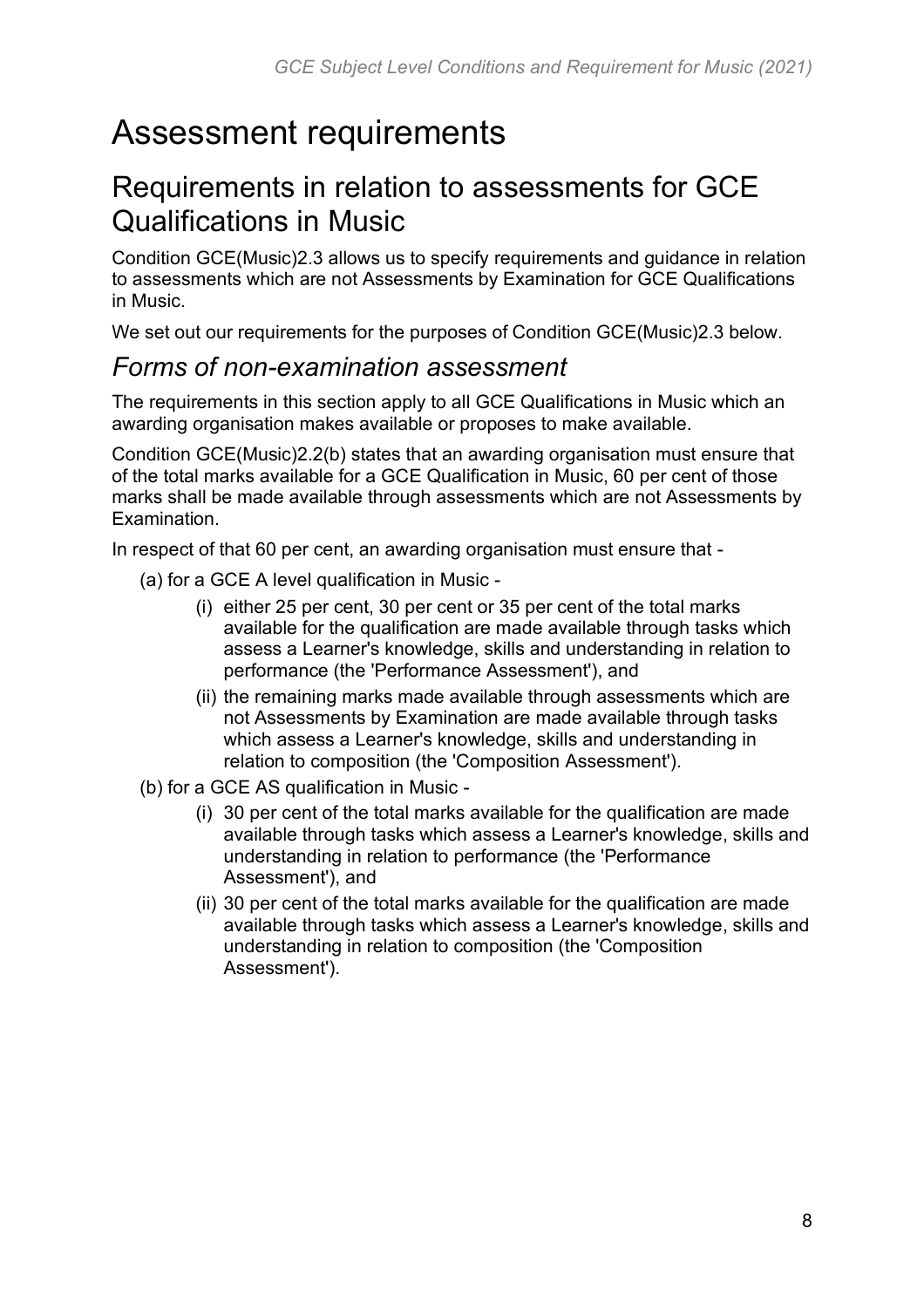# Assessment requirements

## Requirements in relation to assessments for GCE Qualifications in Music

Condition GCE(Music)2.3 allows us to specify requirements and guidance in relation to assessments which are not Assessments by Examination for GCE Qualifications in Music.

We set out our requirements for the purposes of Condition GCE(Music)2.3 below.

### *Forms of non-examination assessment*

The requirements in this section apply to all GCE Qualifications in Music which an awarding organisation makes available or proposes to make available.

Condition GCE(Music)2.2(b) states that an awarding organisation must ensure that of the total marks available for a GCE Qualification in Music, 60 per cent of those marks shall be made available through assessments which are not Assessments by Examination.

In respect of that 60 per cent, an awarding organisation must ensure that -

- (a) for a GCE A level qualification in Music -
  - (i) either 25 per cent, 30 per cent or 35 per cent of the total marks available for the qualification are made available through tasks which assess a Learner's knowledge, skills and understanding in relation to performance (the 'Performance Assessment'), and
  - (ii) the remaining marks made available through assessments which are not Assessments by Examination are made available through tasks which assess a Learner's knowledge, skills and understanding in relation to composition (the 'Composition Assessment').
- (b) for a GCE AS qualification in Music -
  - (i) 30 per cent of the total marks available for the qualification are made available through tasks which assess a Learner's knowledge, skills and understanding in relation to performance (the 'Performance Assessment'), and
  - (ii) 30 per cent of the total marks available for the qualification are made available through tasks which assess a Learner's knowledge, skills and understanding in relation to composition (the 'Composition Assessment').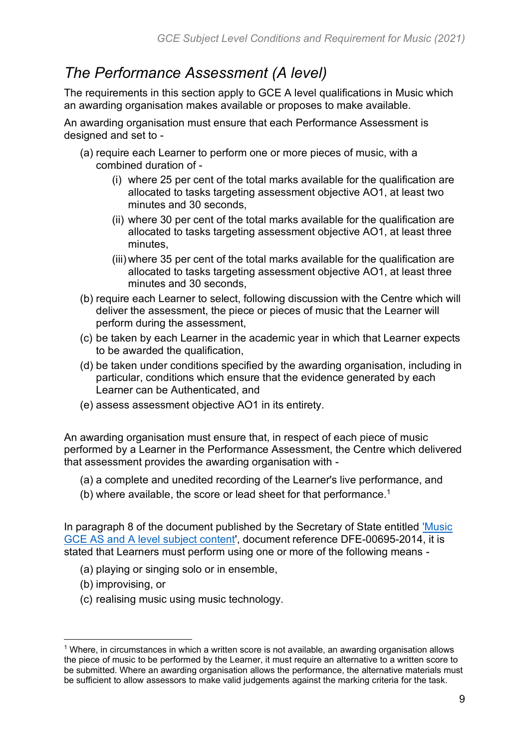## *The Performance Assessment (A level)*

The requirements in this section apply to GCE A level qualifications in Music which an awarding organisation makes available or proposes to make available.

An awarding organisation must ensure that each Performance Assessment is designed and set to -

- (a) require each Learner to perform one or more pieces of music, with a combined duration of -
  - (i) where 25 per cent of the total marks available for the qualification are allocated to tasks targeting assessment objective AO1, at least two minutes and 30 seconds,
  - (ii) where 30 per cent of the total marks available for the qualification are allocated to tasks targeting assessment objective AO1, at least three minutes,
  - (iii) where 35 per cent of the total marks available for the qualification are allocated to tasks targeting assessment objective AO1, at least three minutes and 30 seconds,
- (b) require each Learner to select, following discussion with the Centre which will deliver the assessment, the piece or pieces of music that the Learner will perform during the assessment,
- (c) be taken by each Learner in the academic year in which that Learner expects to be awarded the qualification,
- (d) be taken under conditions specified by the awarding organisation, including in particular, conditions which ensure that the evidence generated by each Learner can be Authenticated, and
- (e) assess assessment objective AO1 in its entirety.

An awarding organisation must ensure that, in respect of each piece of music performed by a Learner in the Performance Assessment, the Centre which delivered that assessment provides the awarding organisation with -

- (a) a complete and unedited recording of the Learner's live performance, and
- (b) where available, the score or lead sheet for that performance.[1]

In paragraph 8 of the document published by the Secretary of State entitled 'Music GCE AS and A level subject content', document reference DFE-00695-2014, it is stated that Learners must perform using one or more of the following means -

- (a) playing or singing solo or in ensemble,
- (b) improvising, or
- (c) realising music using music technology.

---

[1] Where, in circumstances in which a written score is not available, an awarding organisation allows the piece of music to be performed by the Learner, it must require an alternative to a written score to be submitted. Where an awarding organisation allows the performance, the alternative materials must be sufficient to allow assessors to make valid judgements against the marking criteria for the task.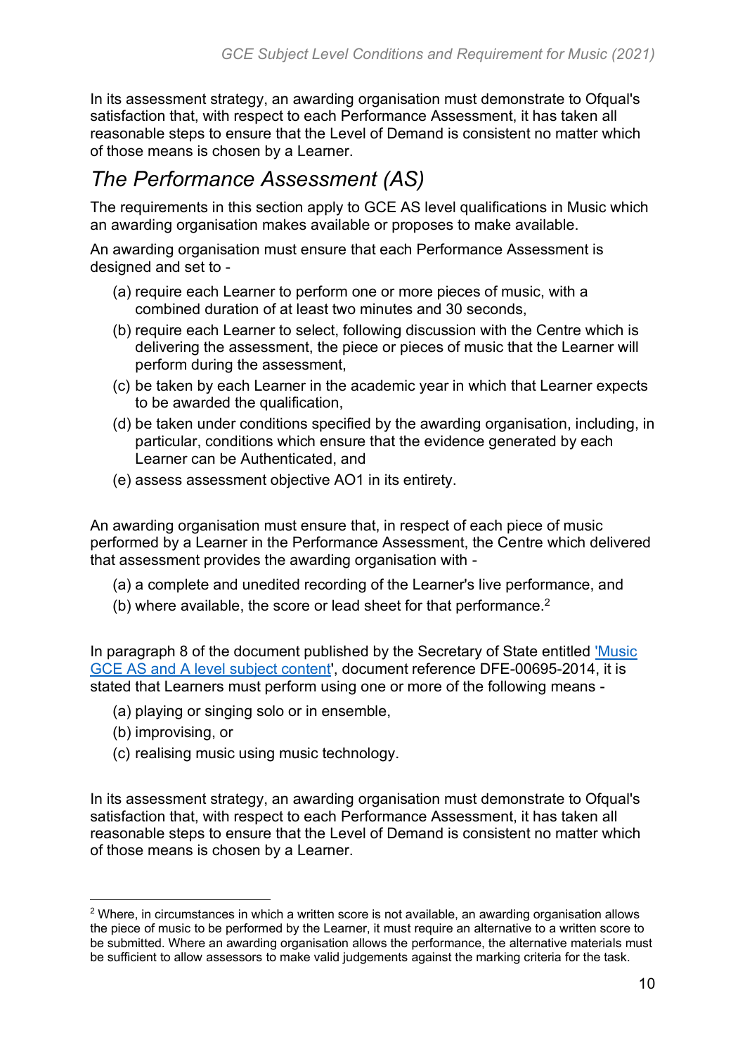In its assessment strategy, an awarding organisation must demonstrate to Ofqual's satisfaction that, with respect to each Performance Assessment, it has taken all reasonable steps to ensure that the Level of Demand is consistent no matter which of those means is chosen by a Learner.

## *The Performance Assessment (AS)*

The requirements in this section apply to GCE AS level qualifications in Music which an awarding organisation makes available or proposes to make available.

An awarding organisation must ensure that each Performance Assessment is designed and set to -

(a) require each Learner to perform one or more pieces of music, with a combined duration of at least two minutes and 30 seconds,

(b) require each Learner to select, following discussion with the Centre which is delivering the assessment, the piece or pieces of music that the Learner will perform during the assessment,

(c) be taken by each Learner in the academic year in which that Learner expects to be awarded the qualification,

(d) be taken under conditions specified by the awarding organisation, including, in particular, conditions which ensure that the evidence generated by each Learner can be Authenticated, and

(e) assess assessment objective AO1 in its entirety.

An awarding organisation must ensure that, in respect of each piece of music performed by a Learner in the Performance Assessment, the Centre which delivered that assessment provides the awarding organisation with -

(a) a complete and unedited recording of the Learner's live performance, and

(b) where available, the score or lead sheet for that performance.[2]

In paragraph 8 of the document published by the Secretary of State entitled ['Music GCE AS and A level subject content'](), document reference DFE-00695-2014, it is stated that Learners must perform using one or more of the following means -

(a) playing or singing solo or in ensemble,

(b) improvising, or

(c) realising music using music technology.

In its assessment strategy, an awarding organisation must demonstrate to Ofqual's satisfaction that, with respect to each Performance Assessment, it has taken all reasonable steps to ensure that the Level of Demand is consistent no matter which of those means is chosen by a Learner.

---

[2] Where, in circumstances in which a written score is not available, an awarding organisation allows the piece of music to be performed by the Learner, it must require an alternative to a written score to be submitted. Where an awarding organisation allows the performance, the alternative materials must be sufficient to allow assessors to make valid judgements against the marking criteria for the task.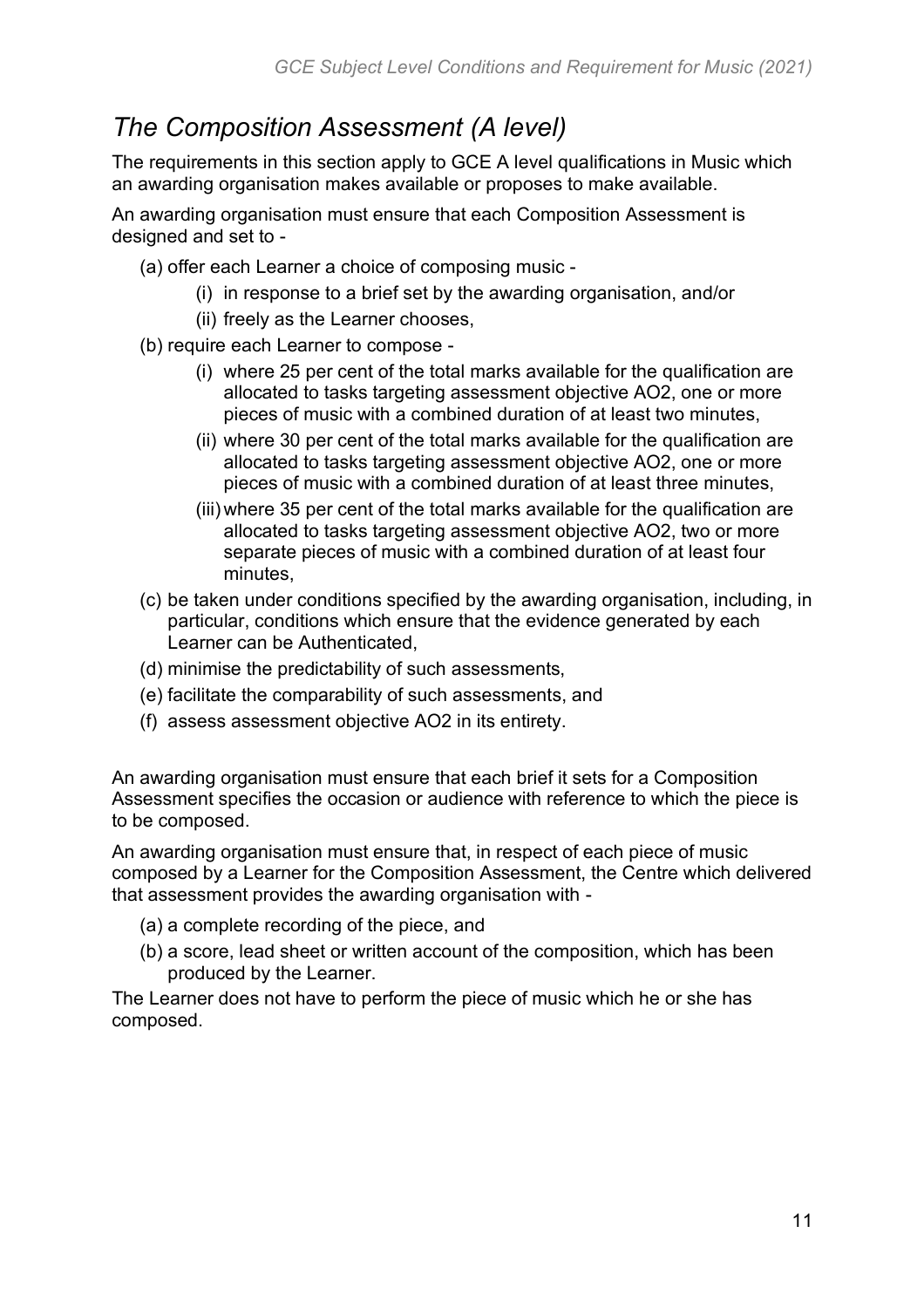## *The Composition Assessment (A level)*

The requirements in this section apply to GCE A level qualifications in Music which an awarding organisation makes available or proposes to make available.

An awarding organisation must ensure that each Composition Assessment is designed and set to -

- (a) offer each Learner a choice of composing music -
  - (i) in response to a brief set by the awarding organisation, and/or
  - (ii) freely as the Learner chooses,
- (b) require each Learner to compose -
  - (i) where 25 per cent of the total marks available for the qualification are allocated to tasks targeting assessment objective AO2, one or more pieces of music with a combined duration of at least two minutes,
  - (ii) where 30 per cent of the total marks available for the qualification are allocated to tasks targeting assessment objective AO2, one or more pieces of music with a combined duration of at least three minutes,
  - (iii) where 35 per cent of the total marks available for the qualification are allocated to tasks targeting assessment objective AO2, two or more separate pieces of music with a combined duration of at least four minutes,
- (c) be taken under conditions specified by the awarding organisation, including, in particular, conditions which ensure that the evidence generated by each Learner can be Authenticated,
- (d) minimise the predictability of such assessments,
- (e) facilitate the comparability of such assessments, and
- (f) assess assessment objective AO2 in its entirety.

An awarding organisation must ensure that each brief it sets for a Composition Assessment specifies the occasion or audience with reference to which the piece is to be composed.

An awarding organisation must ensure that, in respect of each piece of music composed by a Learner for the Composition Assessment, the Centre which delivered that assessment provides the awarding organisation with -

- (a) a complete recording of the piece, and
- (b) a score, lead sheet or written account of the composition, which has been produced by the Learner.

The Learner does not have to perform the piece of music which he or she has composed.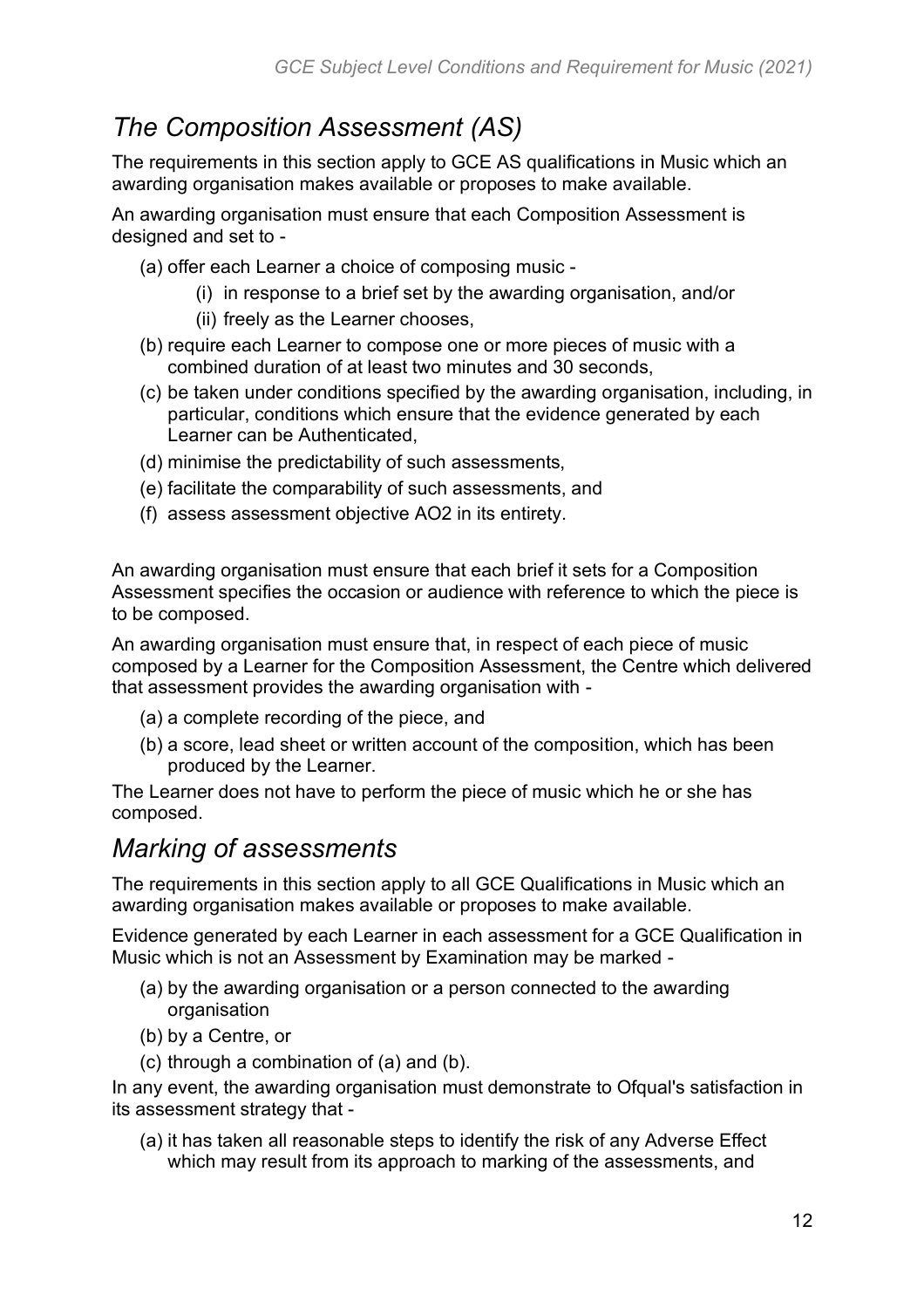## *The Composition Assessment (AS)*

The requirements in this section apply to GCE AS qualifications in Music which an awarding organisation makes available or proposes to make available.

An awarding organisation must ensure that each Composition Assessment is designed and set to -

- (a) offer each Learner a choice of composing music -
    - (i) in response to a brief set by the awarding organisation, and/or
    - (ii) freely as the Learner chooses,
- (b) require each Learner to compose one or more pieces of music with a combined duration of at least two minutes and 30 seconds,
- (c) be taken under conditions specified by the awarding organisation, including, in particular, conditions which ensure that the evidence generated by each Learner can be Authenticated,
- (d) minimise the predictability of such assessments,
- (e) facilitate the comparability of such assessments, and
- (f) assess assessment objective AO2 in its entirety.

An awarding organisation must ensure that each brief it sets for a Composition Assessment specifies the occasion or audience with reference to which the piece is to be composed.

An awarding organisation must ensure that, in respect of each piece of music composed by a Learner for the Composition Assessment, the Centre which delivered that assessment provides the awarding organisation with -

- (a) a complete recording of the piece, and
- (b) a score, lead sheet or written account of the composition, which has been produced by the Learner.

The Learner does not have to perform the piece of music which he or she has composed.

## *Marking of assessments*

The requirements in this section apply to all GCE Qualifications in Music which an awarding organisation makes available or proposes to make available.

Evidence generated by each Learner in each assessment for a GCE Qualification in Music which is not an Assessment by Examination may be marked -

- (a) by the awarding organisation or a person connected to the awarding organisation
- (b) by a Centre, or
- (c) through a combination of (a) and (b).

In any event, the awarding organisation must demonstrate to Ofqual's satisfaction in its assessment strategy that -

- (a) it has taken all reasonable steps to identify the risk of any Adverse Effect which may result from its approach to marking of the assessments, and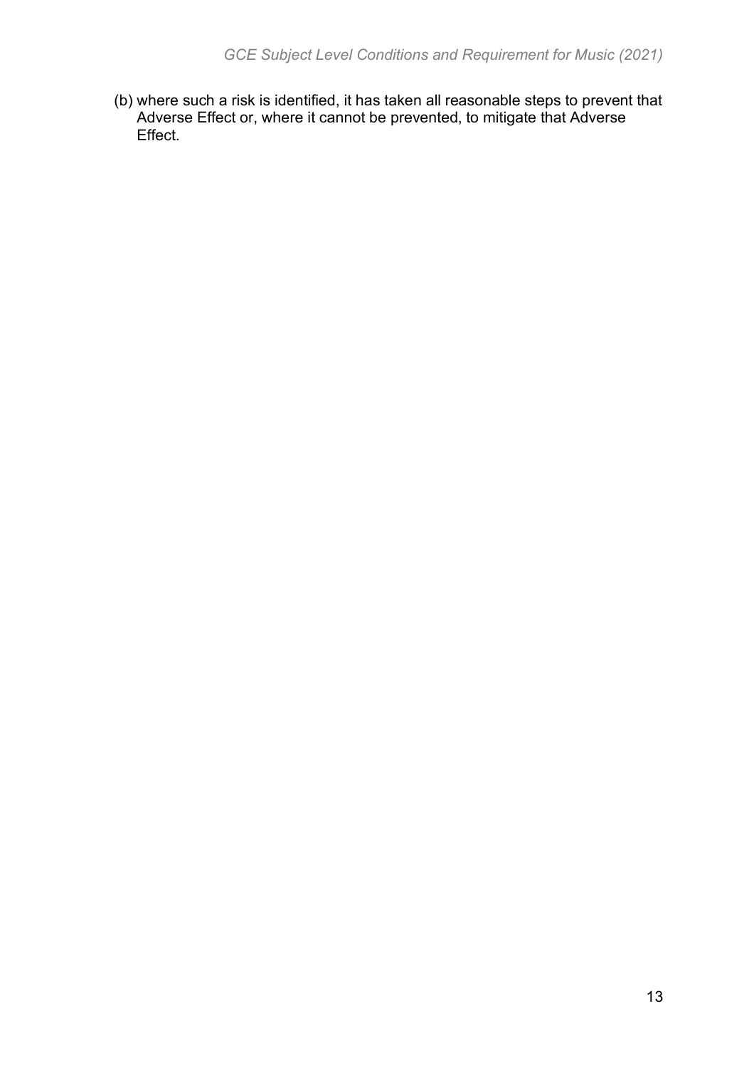(b) where such a risk is identified, it has taken all reasonable steps to prevent that Adverse Effect or, where it cannot be prevented, to mitigate that Adverse Effect.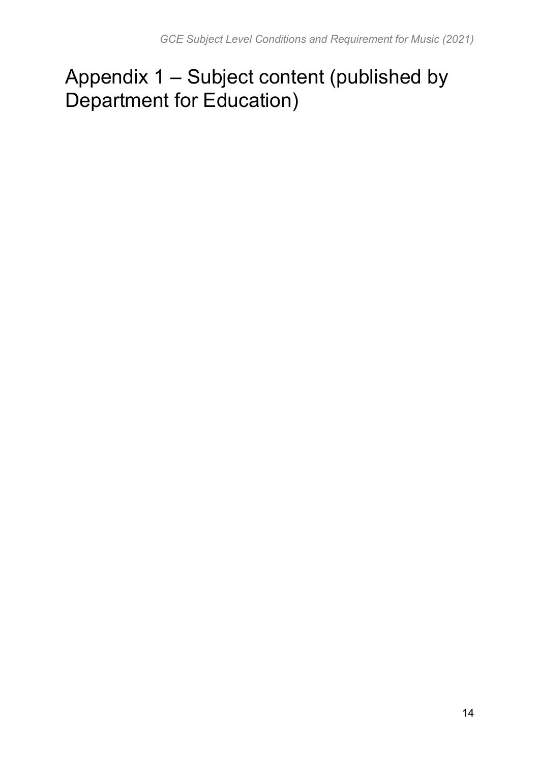# Appendix 1 – Subject content (published by Department for Education)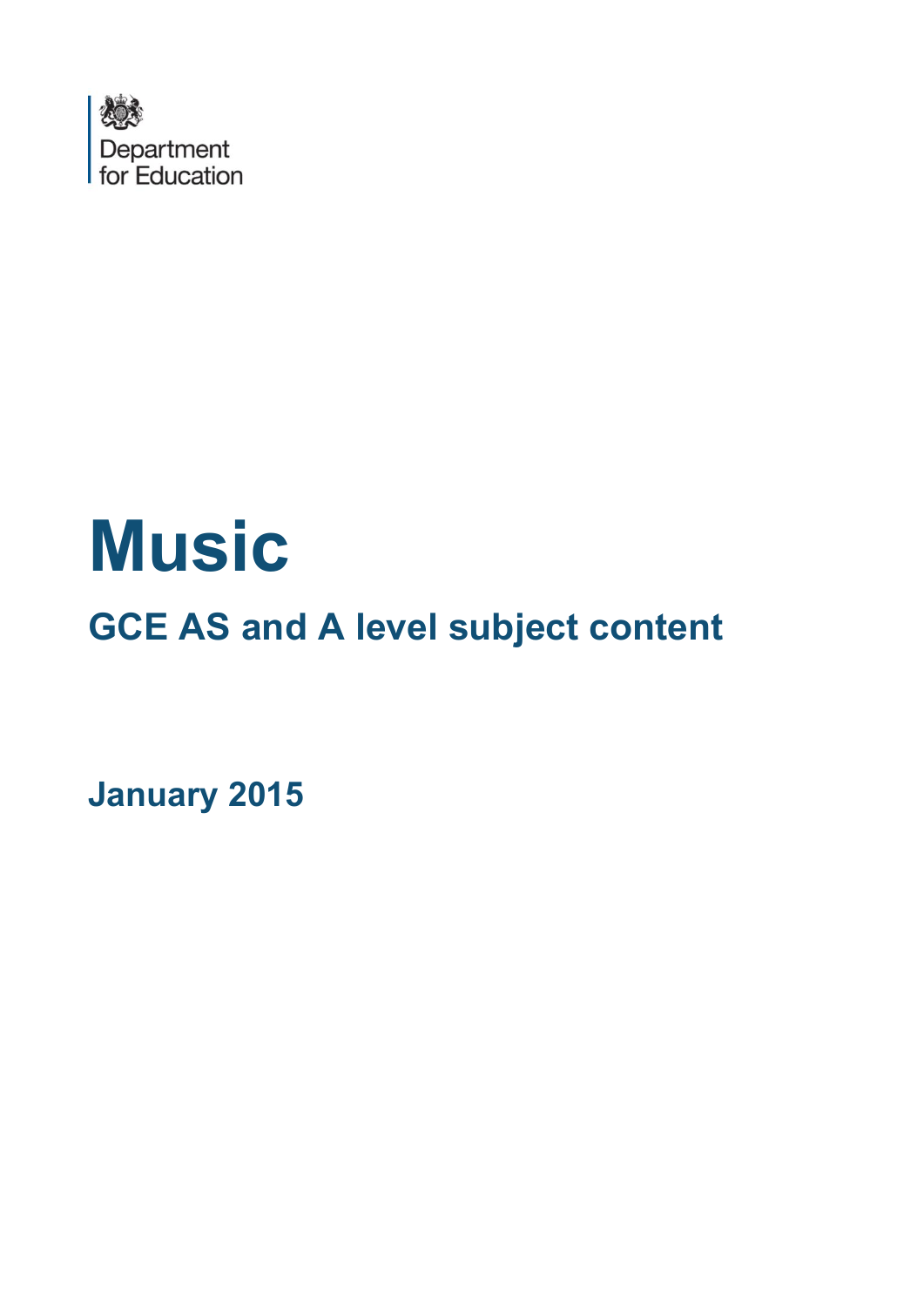Department for Education

# Music

## GCE AS and A level subject content

### January 2015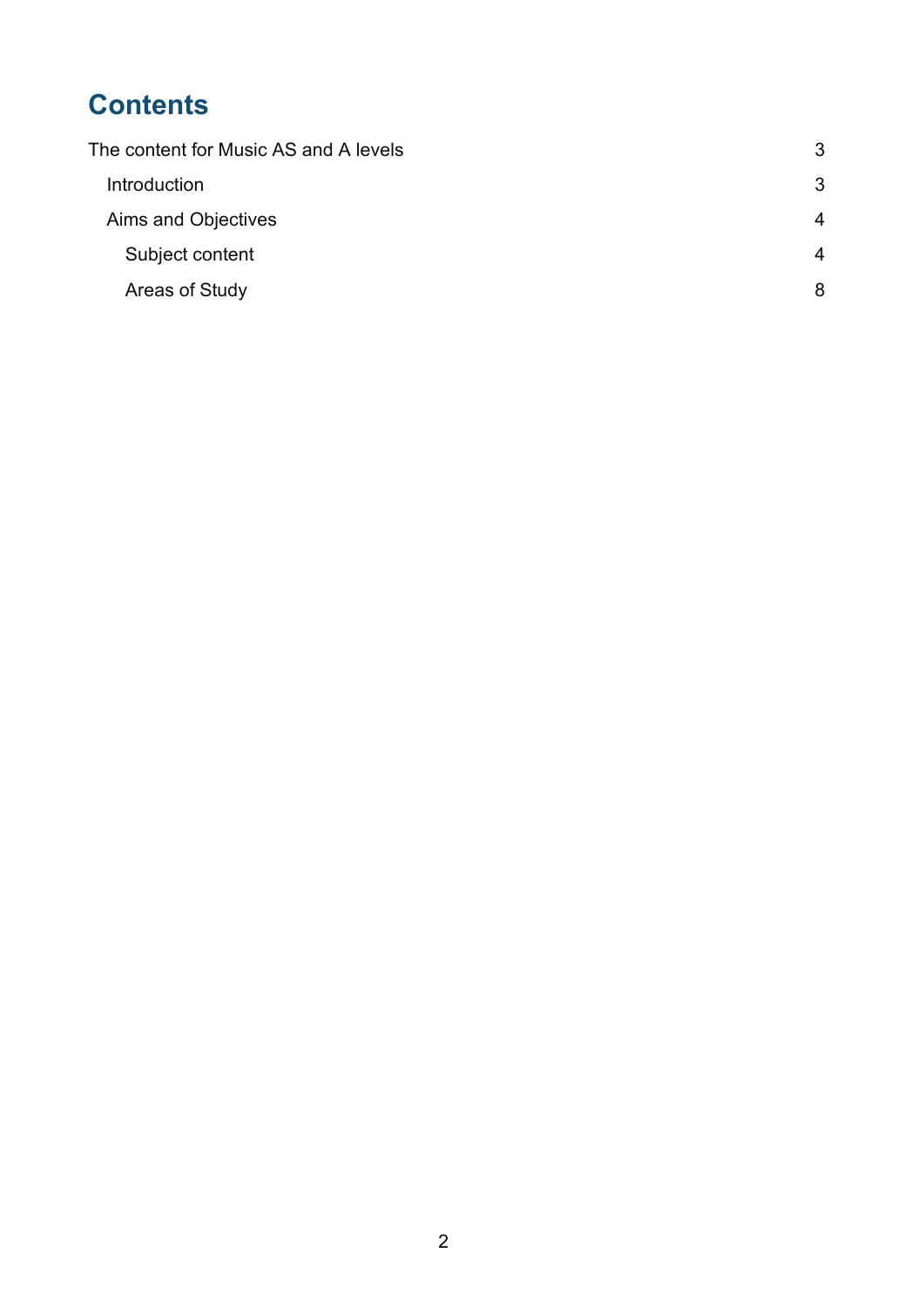# Contents

| | |
|---|---|
| The content for Music AS and A levels | 3 |
| Introduction | 3 |
| Aims and Objectives | 4 |
| Subject content | 4 |
| Areas of Study | 8 |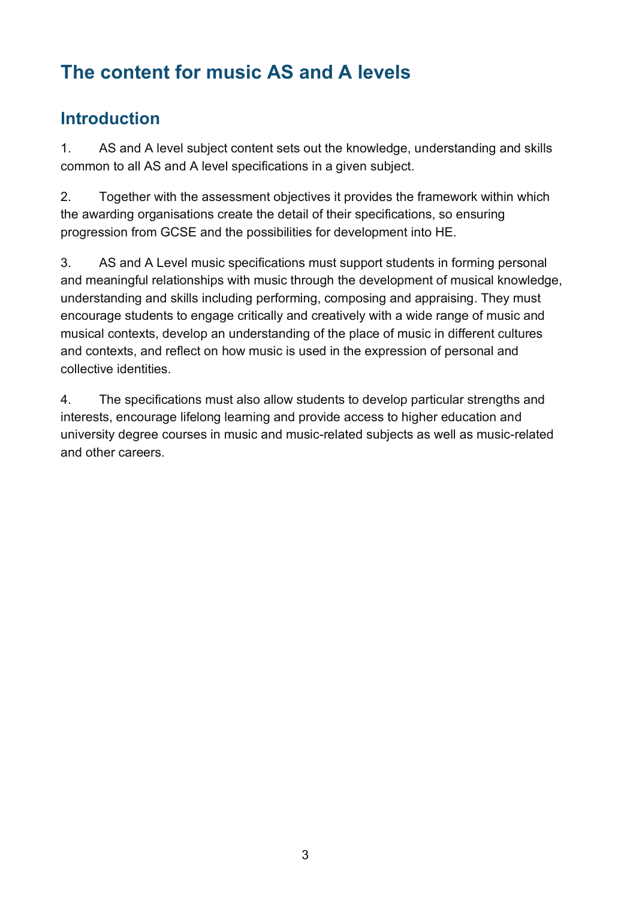# The content for music AS and A levels

## Introduction

1. AS and A level subject content sets out the knowledge, understanding and skills common to all AS and A level specifications in a given subject.

2. Together with the assessment objectives it provides the framework within which the awarding organisations create the detail of their specifications, so ensuring progression from GCSE and the possibilities for development into HE.

3. AS and A Level music specifications must support students in forming personal and meaningful relationships with music through the development of musical knowledge, understanding and skills including performing, composing and appraising. They must encourage students to engage critically and creatively with a wide range of music and musical contexts, develop an understanding of the place of music in different cultures and contexts, and reflect on how music is used in the expression of personal and collective identities.

4. The specifications must also allow students to develop particular strengths and interests, encourage lifelong learning and provide access to higher education and university degree courses in music and music-related subjects as well as music-related and other careers.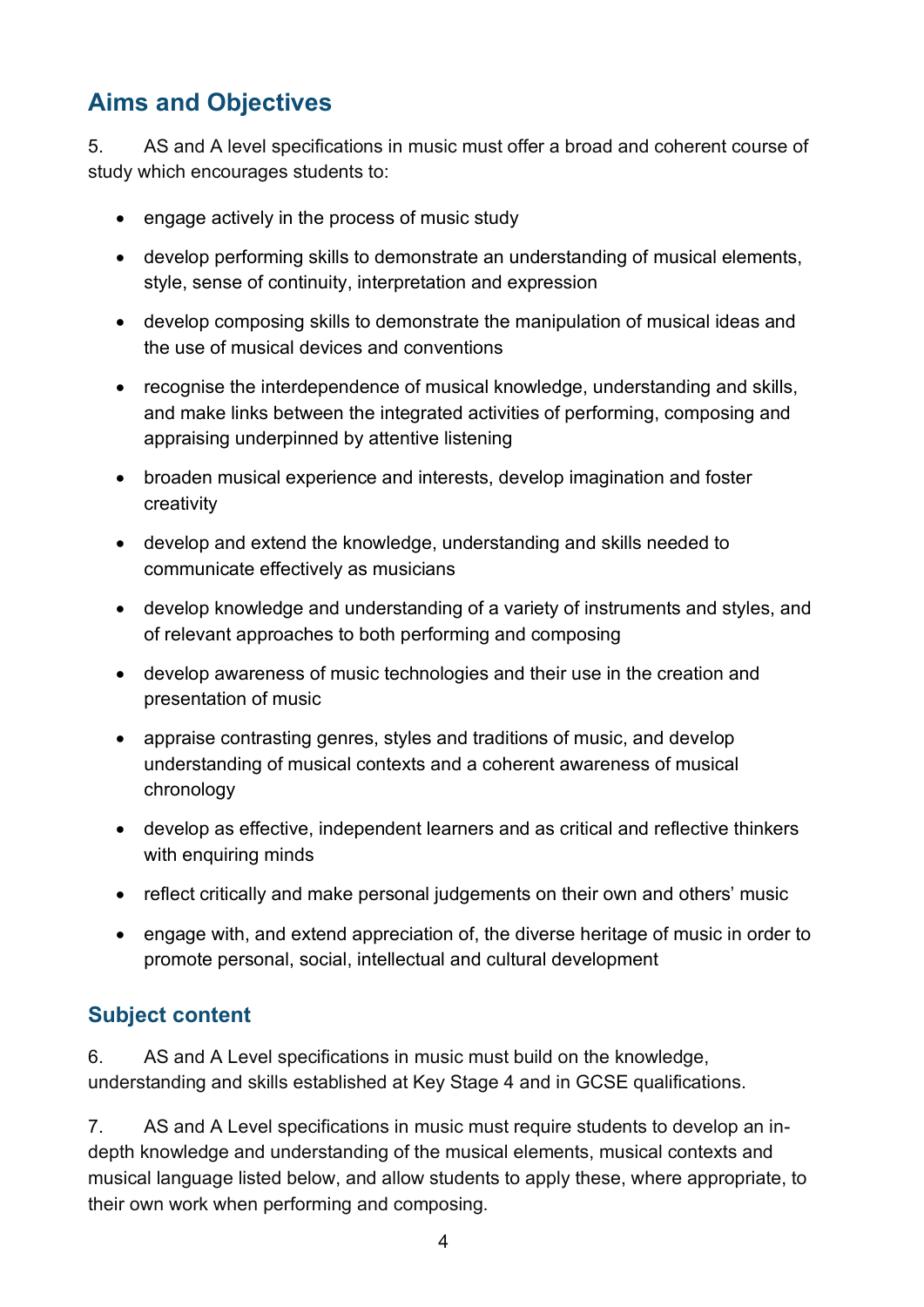## Aims and Objectives

5. AS and A level specifications in music must offer a broad and coherent course of study which encourages students to:

- engage actively in the process of music study
- develop performing skills to demonstrate an understanding of musical elements, style, sense of continuity, interpretation and expression
- develop composing skills to demonstrate the manipulation of musical ideas and the use of musical devices and conventions
- recognise the interdependence of musical knowledge, understanding and skills, and make links between the integrated activities of performing, composing and appraising underpinned by attentive listening
- broaden musical experience and interests, develop imagination and foster creativity
- develop and extend the knowledge, understanding and skills needed to communicate effectively as musicians
- develop knowledge and understanding of a variety of instruments and styles, and of relevant approaches to both performing and composing
- develop awareness of music technologies and their use in the creation and presentation of music
- appraise contrasting genres, styles and traditions of music, and develop understanding of musical contexts and a coherent awareness of musical chronology
- develop as effective, independent learners and as critical and reflective thinkers with enquiring minds
- reflect critically and make personal judgements on their own and others' music
- engage with, and extend appreciation of, the diverse heritage of music in order to promote personal, social, intellectual and cultural development

## Subject content

6. AS and A Level specifications in music must build on the knowledge, understanding and skills established at Key Stage 4 and in GCSE qualifications.

7. AS and A Level specifications in music must require students to develop an in-depth knowledge and understanding of the musical elements, musical contexts and musical language listed below, and allow students to apply these, where appropriate, to their own work when performing and composing.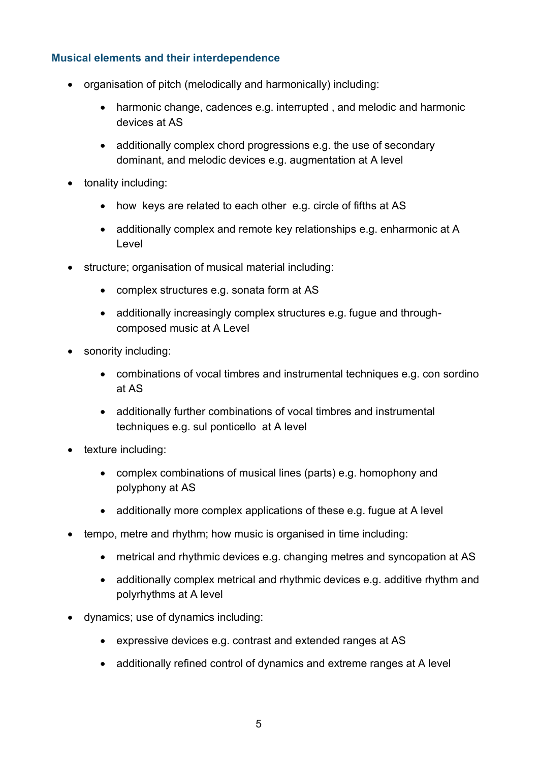### Musical elements and their interdependence

- organisation of pitch (melodically and harmonically) including:
  - harmonic change, cadences e.g. interrupted , and melodic and harmonic devices at AS
  - additionally complex chord progressions e.g. the use of secondary dominant, and melodic devices e.g. augmentation at A level
- tonality including:
  - how keys are related to each other e.g. circle of fifths at AS
  - additionally complex and remote key relationships e.g. enharmonic at A Level
- structure; organisation of musical material including:
  - complex structures e.g. sonata form at AS
  - additionally increasingly complex structures e.g. fugue and through-composed music at A Level
- sonority including:
  - combinations of vocal timbres and instrumental techniques e.g. con sordino at AS
  - additionally further combinations of vocal timbres and instrumental techniques e.g. sul ponticello at A level
- texture including:
  - complex combinations of musical lines (parts) e.g. homophony and polyphony at AS
  - additionally more complex applications of these e.g. fugue at A level
- tempo, metre and rhythm; how music is organised in time including:
  - metrical and rhythmic devices e.g. changing metres and syncopation at AS
  - additionally complex metrical and rhythmic devices e.g. additive rhythm and polyrhythms at A level
- dynamics; use of dynamics including:
  - expressive devices e.g. contrast and extended ranges at AS
  - additionally refined control of dynamics and extreme ranges at A level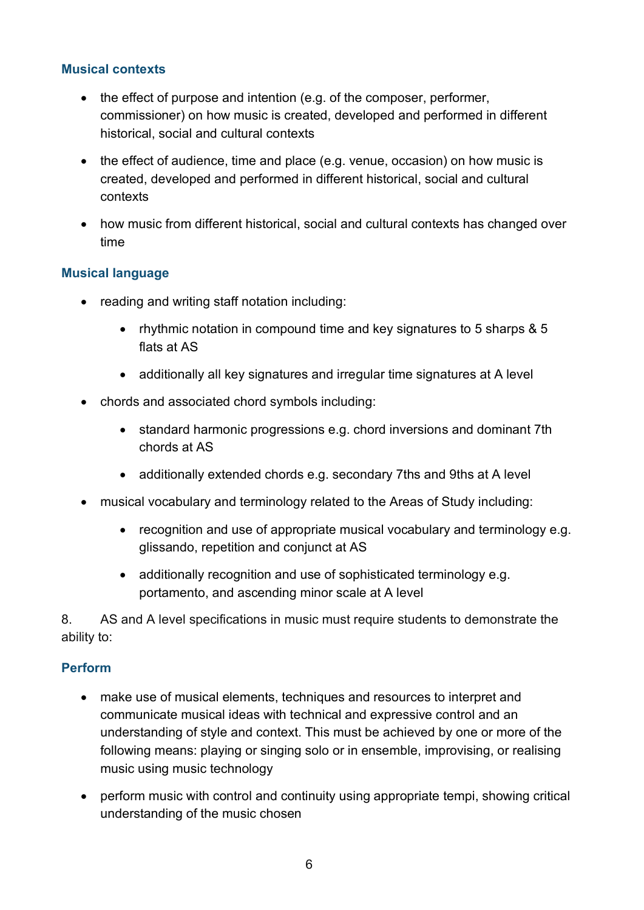### Musical contexts

- the effect of purpose and intention (e.g. of the composer, performer, commissioner) on how music is created, developed and performed in different historical, social and cultural contexts
- the effect of audience, time and place (e.g. venue, occasion) on how music is created, developed and performed in different historical, social and cultural contexts
- how music from different historical, social and cultural contexts has changed over time

### Musical language

- reading and writing staff notation including:
  - rhythmic notation in compound time and key signatures to 5 sharps & 5 flats at AS
  - additionally all key signatures and irregular time signatures at A level
- chords and associated chord symbols including:
  - standard harmonic progressions e.g. chord inversions and dominant 7th chords at AS
  - additionally extended chords e.g. secondary 7ths and 9ths at A level
- musical vocabulary and terminology related to the Areas of Study including:
  - recognition and use of appropriate musical vocabulary and terminology e.g. glissando, repetition and conjunct at AS
  - additionally recognition and use of sophisticated terminology e.g. portamento, and ascending minor scale at A level

8. AS and A level specifications in music must require students to demonstrate the ability to:

### Perform

- make use of musical elements, techniques and resources to interpret and communicate musical ideas with technical and expressive control and an understanding of style and context. This must be achieved by one or more of the following means: playing or singing solo or in ensemble, improvising, or realising music using music technology
- perform music with control and continuity using appropriate tempi, showing critical understanding of the music chosen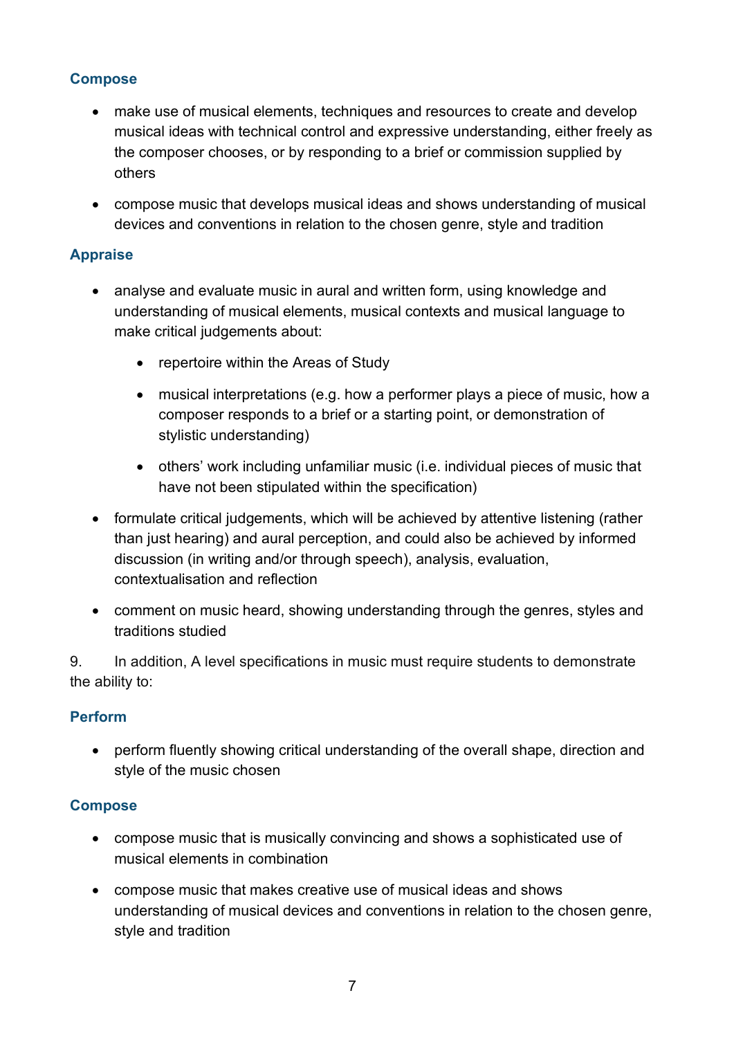### Compose

- make use of musical elements, techniques and resources to create and develop musical ideas with technical control and expressive understanding, either freely as the composer chooses, or by responding to a brief or commission supplied by others
- compose music that develops musical ideas and shows understanding of musical devices and conventions in relation to the chosen genre, style and tradition

### Appraise

- analyse and evaluate music in aural and written form, using knowledge and understanding of musical elements, musical contexts and musical language to make critical judgements about:
    - repertoire within the Areas of Study
    - musical interpretations (e.g. how a performer plays a piece of music, how a composer responds to a brief or a starting point, or demonstration of stylistic understanding)
    - others' work including unfamiliar music (i.e. individual pieces of music that have not been stipulated within the specification)
- formulate critical judgements, which will be achieved by attentive listening (rather than just hearing) and aural perception, and could also be achieved by informed discussion (in writing and/or through speech), analysis, evaluation, contextualisation and reflection
- comment on music heard, showing understanding through the genres, styles and traditions studied

9. In addition, A level specifications in music must require students to demonstrate the ability to:

### Perform

- perform fluently showing critical understanding of the overall shape, direction and style of the music chosen

### Compose

- compose music that is musically convincing and shows a sophisticated use of musical elements in combination
- compose music that makes creative use of musical ideas and shows understanding of musical devices and conventions in relation to the chosen genre, style and tradition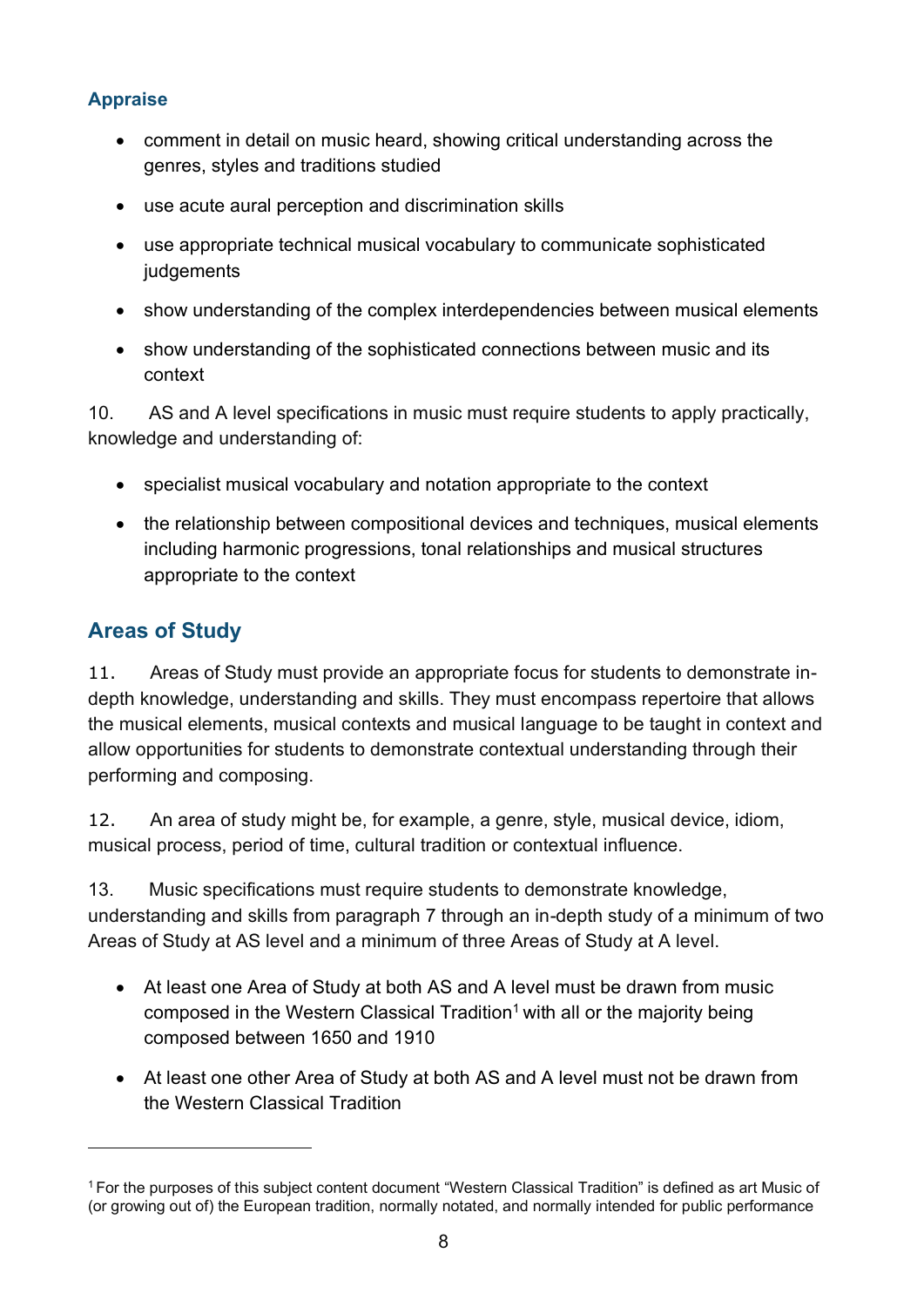### Appraise

- comment in detail on music heard, showing critical understanding across the genres, styles and traditions studied
- use acute aural perception and discrimination skills
- use appropriate technical musical vocabulary to communicate sophisticated judgements
- show understanding of the complex interdependencies between musical elements
- show understanding of the sophisticated connections between music and its context

10. AS and A level specifications in music must require students to apply practically, knowledge and understanding of:

- specialist musical vocabulary and notation appropriate to the context
- the relationship between compositional devices and techniques, musical elements including harmonic progressions, tonal relationships and musical structures appropriate to the context

## Areas of Study

11. Areas of Study must provide an appropriate focus for students to demonstrate in-depth knowledge, understanding and skills. They must encompass repertoire that allows the musical elements, musical contexts and musical language to be taught in context and allow opportunities for students to demonstrate contextual understanding through their performing and composing.

12. An area of study might be, for example, a genre, style, musical device, idiom, musical process, period of time, cultural tradition or contextual influence.

13. Music specifications must require students to demonstrate knowledge, understanding and skills from paragraph 7 through an in-depth study of a minimum of two Areas of Study at AS level and a minimum of three Areas of Study at A level.

- At least one Area of Study at both AS and A level must be drawn from music composed in the Western Classical Tradition[1] with all or the majority being composed between 1650 and 1910
- At least one other Area of Study at both AS and A level must not be drawn from the Western Classical Tradition

[1] For the purposes of this subject content document "Western Classical Tradition" is defined as art Music of (or growing out of) the European tradition, normally notated, and normally intended for public performance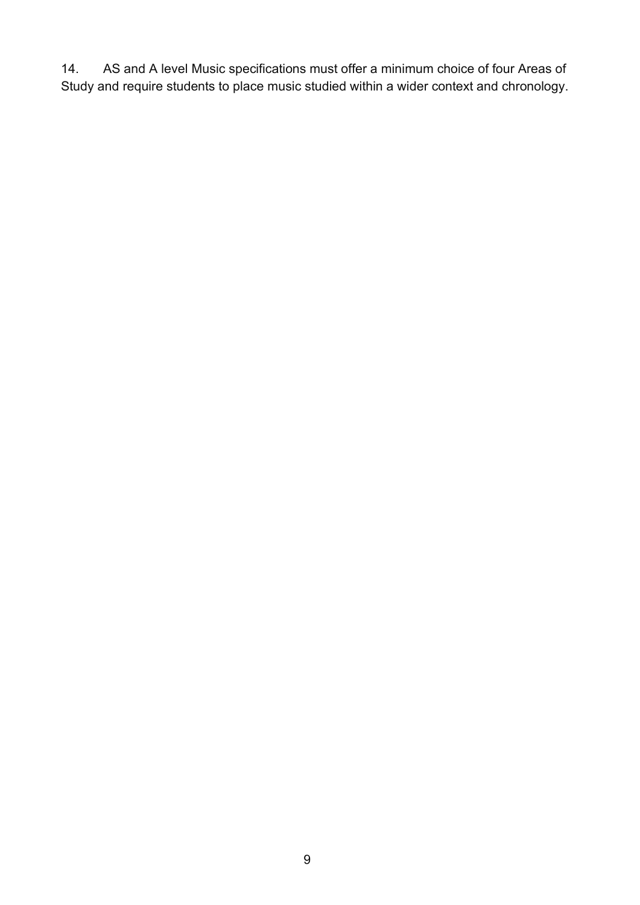14. AS and A level Music specifications must offer a minimum choice of four Areas of Study and require students to place music studied within a wider context and chronology.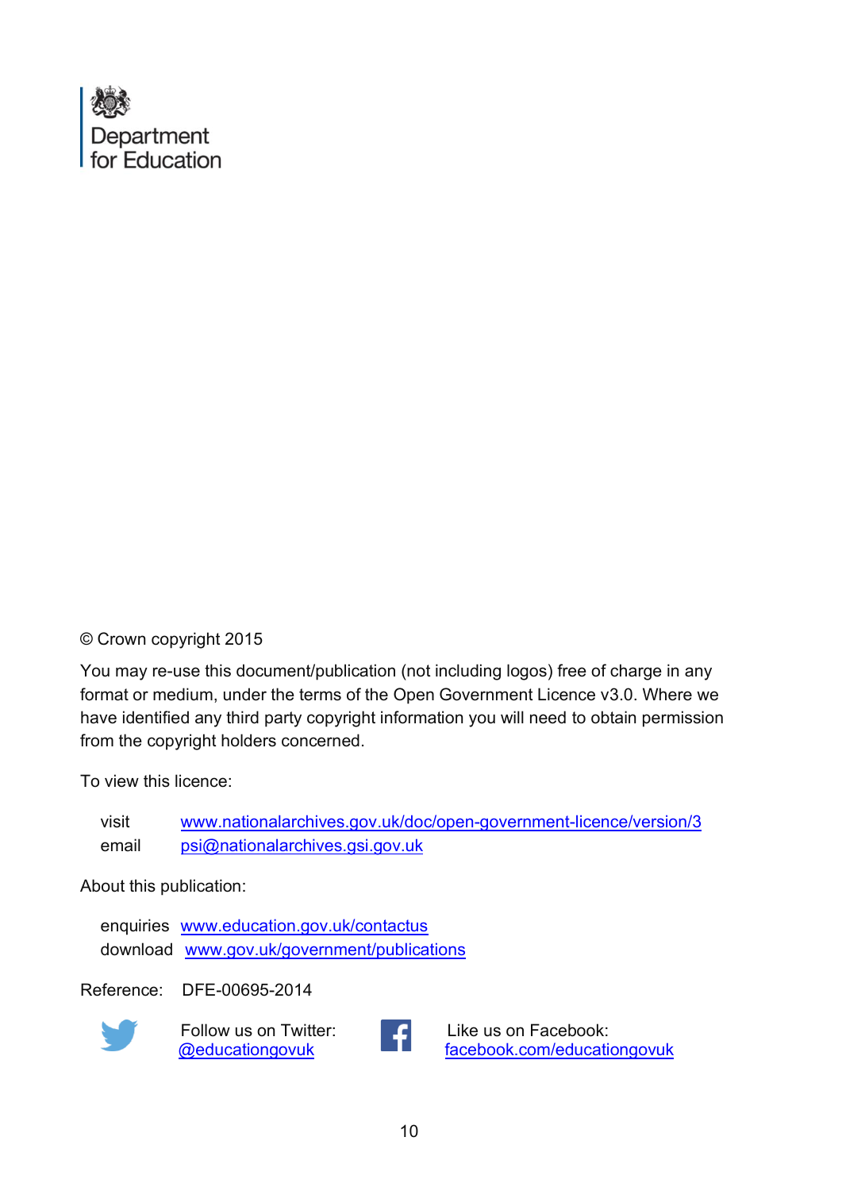Department for Education

© Crown copyright 2015

You may re-use this document/publication (not including logos) free of charge in any format or medium, under the terms of the Open Government Licence v3.0. Where we have identified any third party copyright information you will need to obtain permission from the copyright holders concerned.

To view this licence:

visit www.nationalarchives.gov.uk/doc/open-government-licence/version/3
email psi@nationalarchives.gsi.gov.uk

About this publication:

enquiries www.education.gov.uk/contactus
download www.gov.uk/government/publications

Reference: DFE-00695-2014

Follow us on Twitter: @educationgovuk

Like us on Facebook: facebook.com/educationgovuk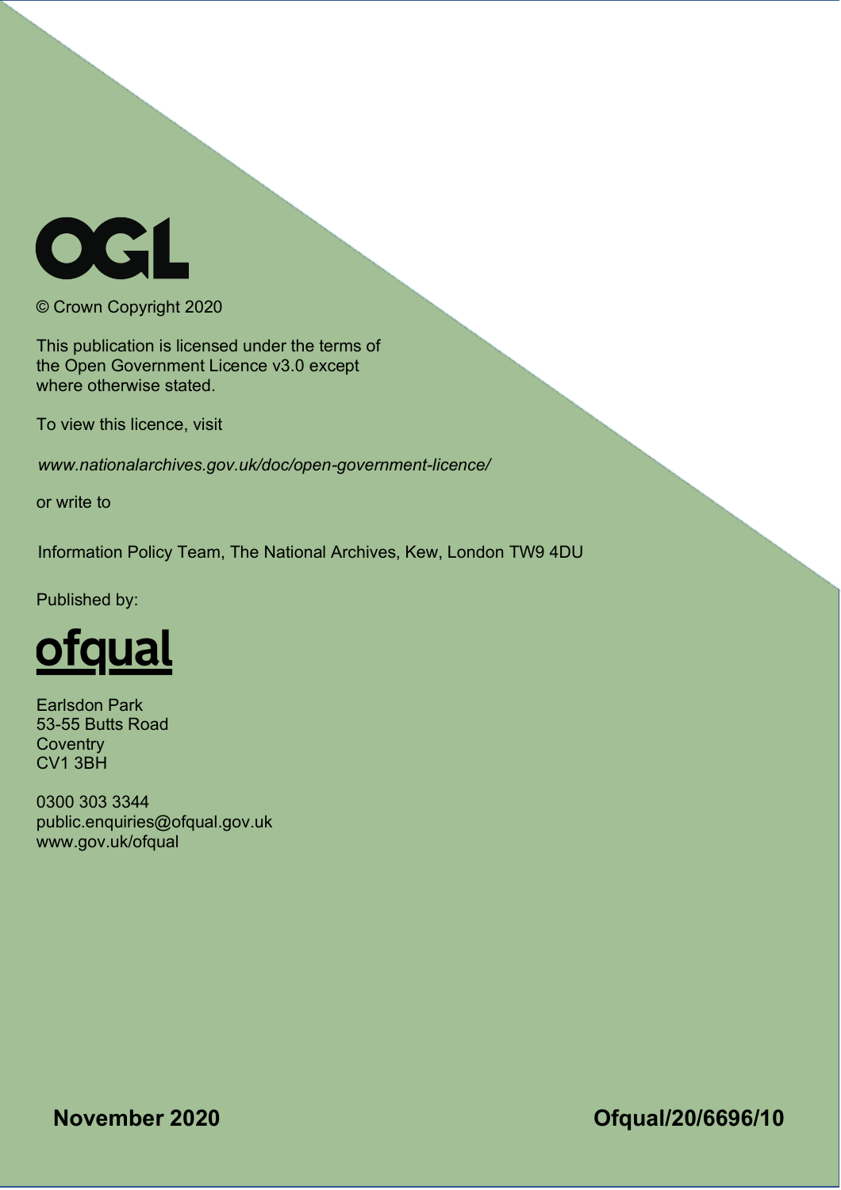OGL

© Crown Copyright 2020

This publication is licensed under the terms of the Open Government Licence v3.0 except where otherwise stated.

To view this licence, visit

*www.nationalarchives.gov.uk/doc/open-government-licence/*

or write to

Information Policy Team, The National Archives, Kew, London TW9 4DU

Published by:

ofqual

Earlsdon Park
53-55 Butts Road
Coventry
CV1 3BH

0300 303 3344
public.enquiries@ofqual.gov.uk
www.gov.uk/ofqual

**November 2020** **Ofqual/20/6696/10**